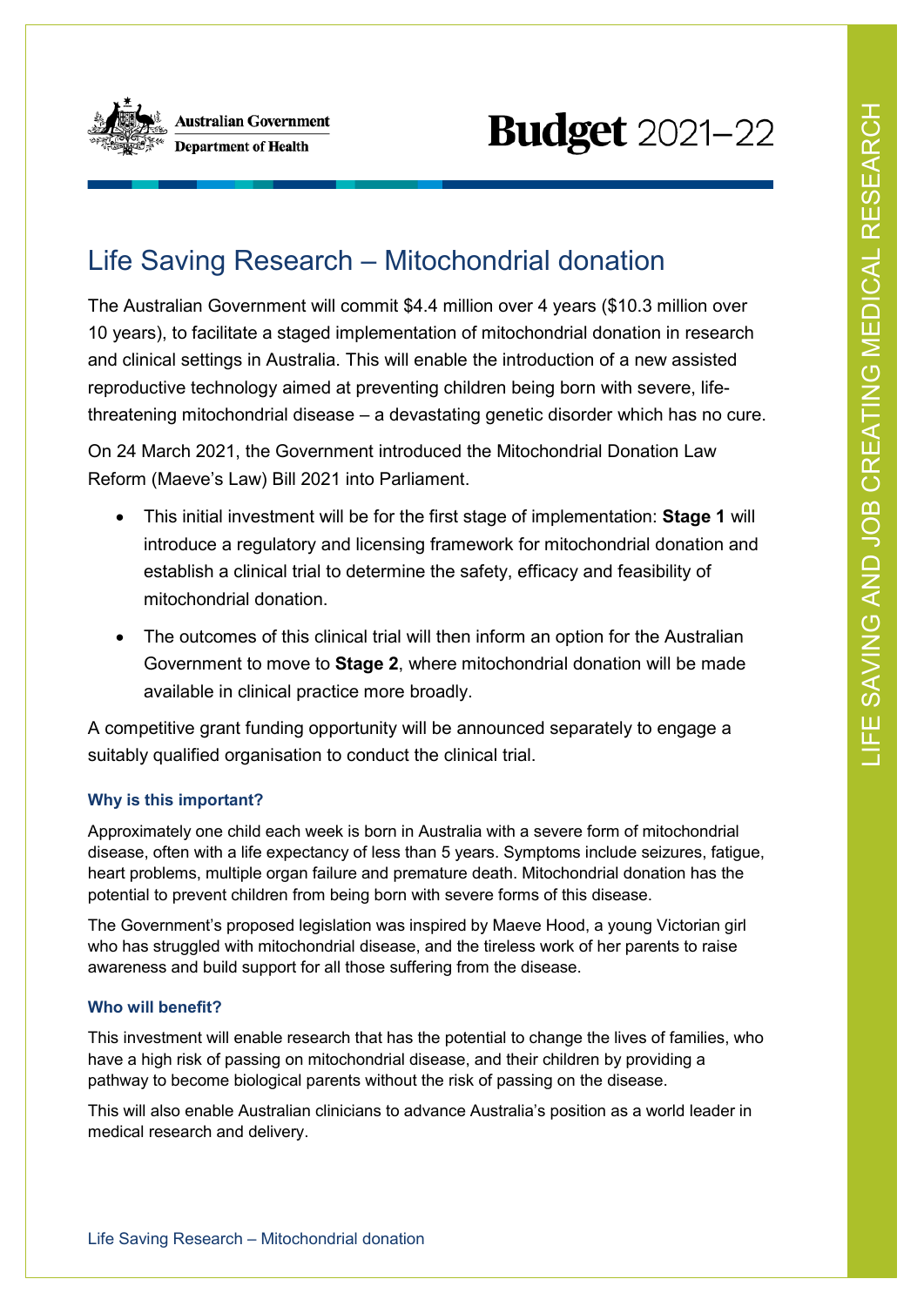Australian Government
Department of Health

# Budget 2021–22

## Life Saving Research – Mitochondrial donation

The Australian Government will commit $4.4 million over 4 years ($10.3 million over 10 years), to facilitate a staged implementation of mitochondrial donation in research and clinical settings in Australia. This will enable the introduction of a new assisted reproductive technology aimed at preventing children being born with severe, life-threatening mitochondrial disease – a devastating genetic disorder which has no cure.

On 24 March 2021, the Government introduced the Mitochondrial Donation Law Reform (Maeve's Law) Bill 2021 into Parliament.

- This initial investment will be for the first stage of implementation: **Stage 1** will introduce a regulatory and licensing framework for mitochondrial donation and establish a clinical trial to determine the safety, efficacy and feasibility of mitochondrial donation.
- The outcomes of this clinical trial will then inform an option for the Australian Government to move to **Stage 2**, where mitochondrial donation will be made available in clinical practice more broadly.

A competitive grant funding opportunity will be announced separately to engage a suitably qualified organisation to conduct the clinical trial.

### Why is this important?

Approximately one child each week is born in Australia with a severe form of mitochondrial disease, often with a life expectancy of less than 5 years. Symptoms include seizures, fatigue, heart problems, multiple organ failure and premature death. Mitochondrial donation has the potential to prevent children from being born with severe forms of this disease.

The Government's proposed legislation was inspired by Maeve Hood, a young Victorian girl who has struggled with mitochondrial disease, and the tireless work of her parents to raise awareness and build support for all those suffering from the disease.

### Who will benefit?

This investment will enable research that has the potential to change the lives of families, who have a high risk of passing on mitochondrial disease, and their children by providing a pathway to become biological parents without the risk of passing on the disease.

This will also enable Australian clinicians to advance Australia's position as a world leader in medical research and delivery.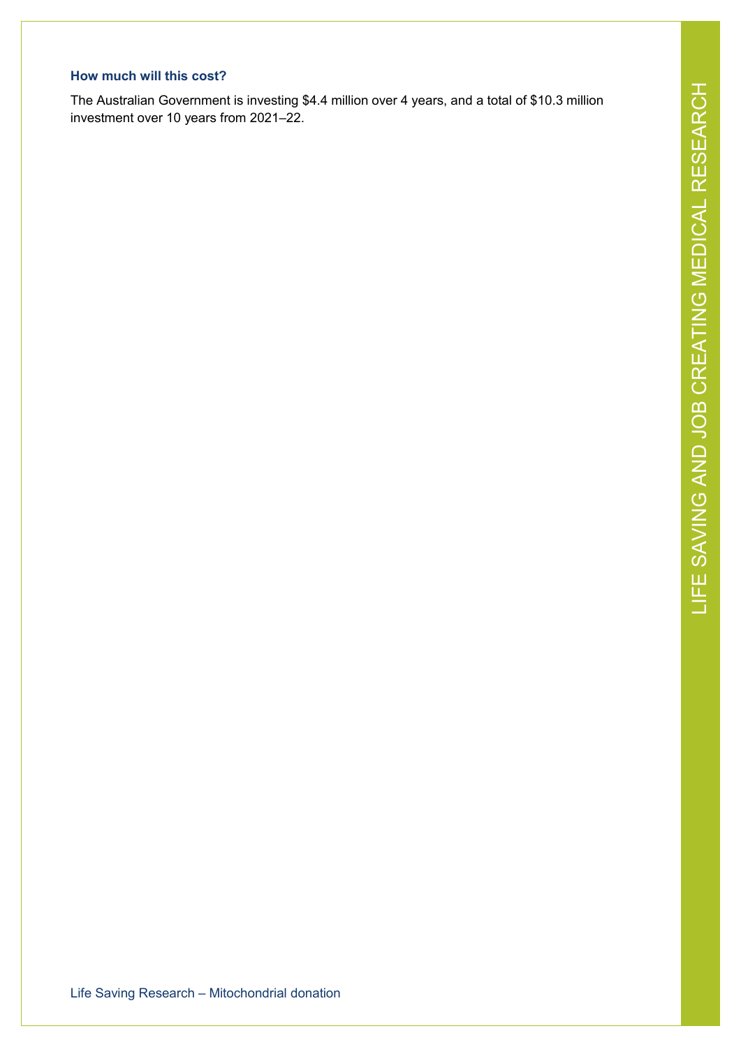### How much will this cost?

The Australian Government is investing $4.4 million over 4 years, and a total of $10.3 million investment over 10 years from 2021–22.